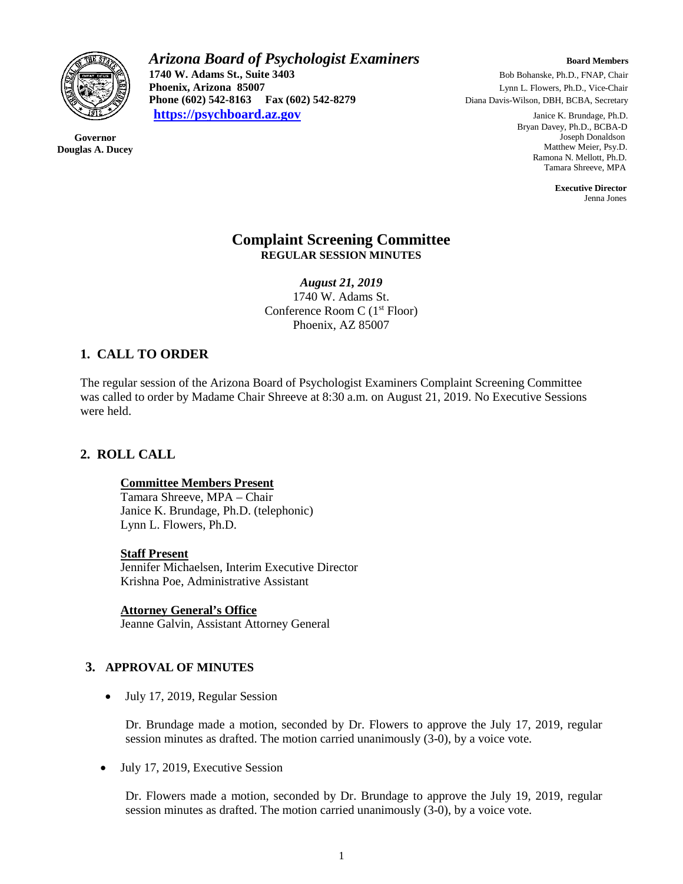# Arizona Board of Psychologist Examiners

**1740 W. Adams St., Suite 3403**
**Phoenix, Arizona 85007**
**Phone (602) 542-8163 Fax (602) 542-8279**
**https://psychboard.az.gov**

**Governor**
**Douglas A. Ducey**

**Board Members**
Bob Bohanske, Ph.D., FNAP, Chair
Lynn L. Flowers, Ph.D., Vice-Chair
Diana Davis-Wilson, DBH, BCBA, Secretary
Janice K. Brundage, Ph.D.
Bryan Davey, Ph.D., BCBA-D
Joseph Donaldson
Matthew Meier, Psy.D.
Ramona N. Mellott, Ph.D.
Tamara Shreeve, MPA

**Executive Director**
Jenna Jones

## Complaint Screening Committee
**REGULAR SESSION MINUTES**

*August 21, 2019*
1740 W. Adams St.
Conference Room C (1st Floor)
Phoenix, AZ 85007

## 1. CALL TO ORDER

The regular session of the Arizona Board of Psychologist Examiners Complaint Screening Committee was called to order by Madame Chair Shreeve at 8:30 a.m. on August 21, 2019. No Executive Sessions were held.

## 2. ROLL CALL

**Committee Members Present**
Tamara Shreeve, MPA – Chair
Janice K. Brundage, Ph.D. (telephonic)
Lynn L. Flowers, Ph.D.

**Staff Present**
Jennifer Michaelsen, Interim Executive Director
Krishna Poe, Administrative Assistant

**Attorney General's Office**
Jeanne Galvin, Assistant Attorney General

## 3. APPROVAL OF MINUTES

- July 17, 2019, Regular Session

  Dr. Brundage made a motion, seconded by Dr. Flowers to approve the July 17, 2019, regular session minutes as drafted. The motion carried unanimously (3-0), by a voice vote.

- July 17, 2019, Executive Session

  Dr. Flowers made a motion, seconded by Dr. Brundage to approve the July 19, 2019, regular session minutes as drafted. The motion carried unanimously (3-0), by a voice vote.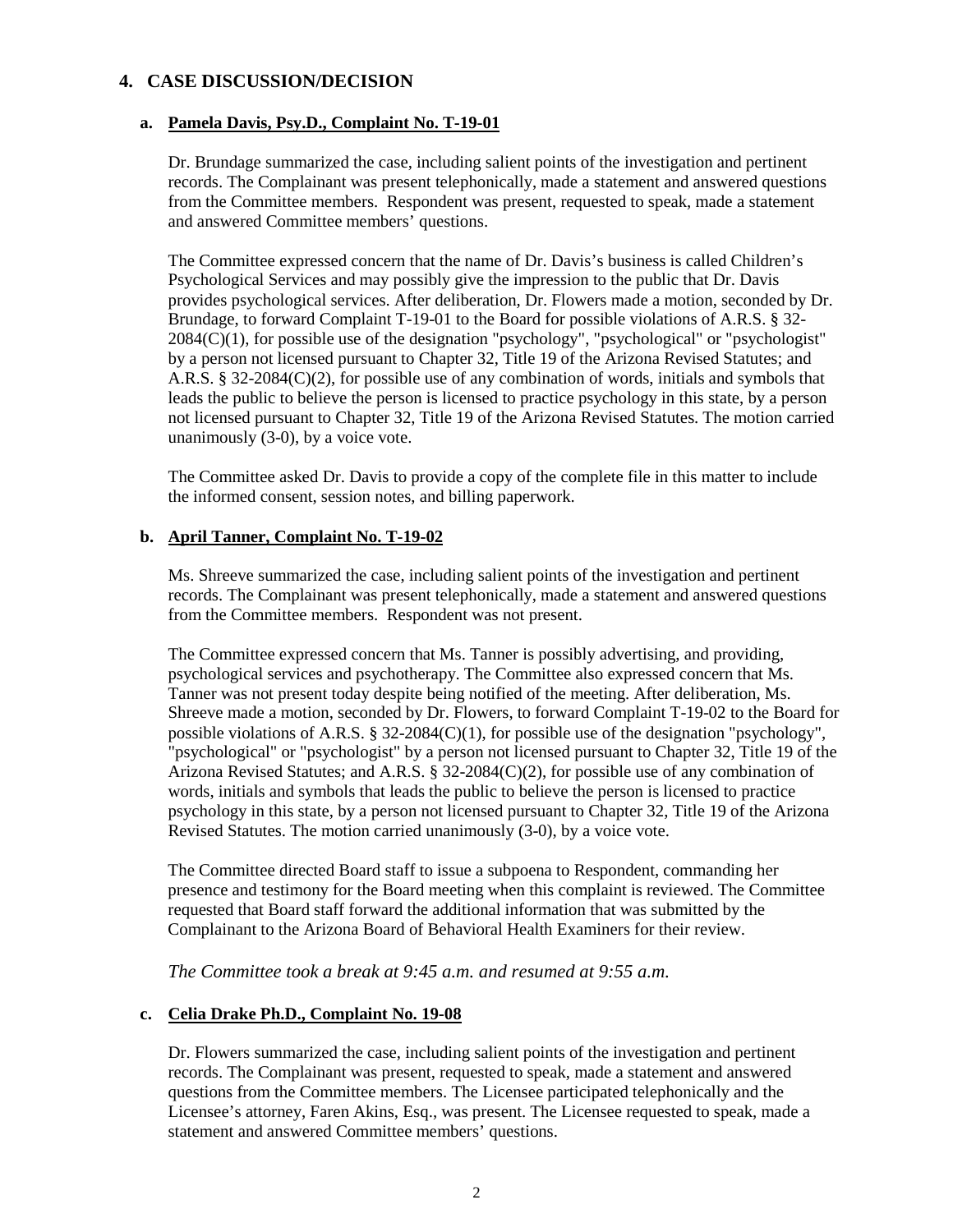## 4. CASE DISCUSSION/DECISION

### a. Pamela Davis, Psy.D., Complaint No. T-19-01

Dr. Brundage summarized the case, including salient points of the investigation and pertinent records. The Complainant was present telephonically, made a statement and answered questions from the Committee members. Respondent was present, requested to speak, made a statement and answered Committee members' questions.

The Committee expressed concern that the name of Dr. Davis's business is called Children's Psychological Services and may possibly give the impression to the public that Dr. Davis provides psychological services. After deliberation, Dr. Flowers made a motion, seconded by Dr. Brundage, to forward Complaint T-19-01 to the Board for possible violations of A.R.S. § 32-2084(C)(1), for possible use of the designation "psychology", "psychological" or "psychologist" by a person not licensed pursuant to Chapter 32, Title 19 of the Arizona Revised Statutes; and A.R.S. § 32-2084(C)(2), for possible use of any combination of words, initials and symbols that leads the public to believe the person is licensed to practice psychology in this state, by a person not licensed pursuant to Chapter 32, Title 19 of the Arizona Revised Statutes. The motion carried unanimously (3-0), by a voice vote.

The Committee asked Dr. Davis to provide a copy of the complete file in this matter to include the informed consent, session notes, and billing paperwork.

### b. April Tanner, Complaint No. T-19-02

Ms. Shreeve summarized the case, including salient points of the investigation and pertinent records. The Complainant was present telephonically, made a statement and answered questions from the Committee members. Respondent was not present.

The Committee expressed concern that Ms. Tanner is possibly advertising, and providing, psychological services and psychotherapy. The Committee also expressed concern that Ms. Tanner was not present today despite being notified of the meeting. After deliberation, Ms. Shreeve made a motion, seconded by Dr. Flowers, to forward Complaint T-19-02 to the Board for possible violations of A.R.S. § 32-2084(C)(1), for possible use of the designation "psychology", "psychological" or "psychologist" by a person not licensed pursuant to Chapter 32, Title 19 of the Arizona Revised Statutes; and A.R.S. § 32-2084(C)(2), for possible use of any combination of words, initials and symbols that leads the public to believe the person is licensed to practice psychology in this state, by a person not licensed pursuant to Chapter 32, Title 19 of the Arizona Revised Statutes. The motion carried unanimously (3-0), by a voice vote.

The Committee directed Board staff to issue a subpoena to Respondent, commanding her presence and testimony for the Board meeting when this complaint is reviewed. The Committee requested that Board staff forward the additional information that was submitted by the Complainant to the Arizona Board of Behavioral Health Examiners for their review.

*The Committee took a break at 9:45 a.m. and resumed at 9:55 a.m.*

### c. Celia Drake Ph.D., Complaint No. 19-08

Dr. Flowers summarized the case, including salient points of the investigation and pertinent records. The Complainant was present, requested to speak, made a statement and answered questions from the Committee members. The Licensee participated telephonically and the Licensee's attorney, Faren Akins, Esq., was present. The Licensee requested to speak, made a statement and answered Committee members' questions.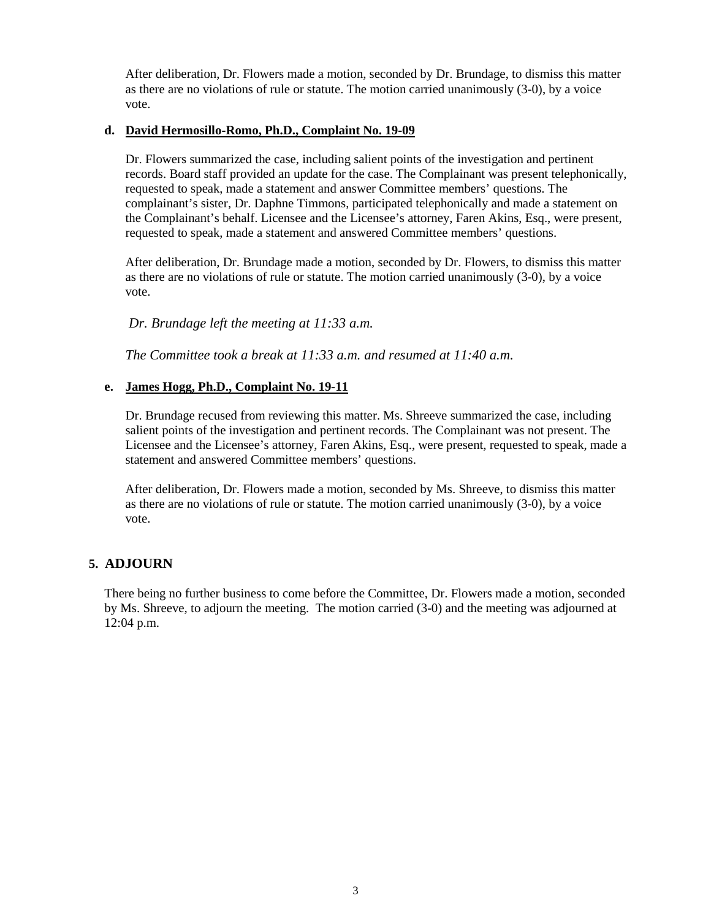After deliberation, Dr. Flowers made a motion, seconded by Dr. Brundage, to dismiss this matter as there are no violations of rule or statute. The motion carried unanimously (3-0), by a voice vote.

**d. David Hermosillo-Romo, Ph.D., Complaint No. 19-09**

Dr. Flowers summarized the case, including salient points of the investigation and pertinent records. Board staff provided an update for the case. The Complainant was present telephonically, requested to speak, made a statement and answer Committee members' questions. The complainant's sister, Dr. Daphne Timmons, participated telephonically and made a statement on the Complainant's behalf. Licensee and the Licensee's attorney, Faren Akins, Esq., were present, requested to speak, made a statement and answered Committee members' questions.

After deliberation, Dr. Brundage made a motion, seconded by Dr. Flowers, to dismiss this matter as there are no violations of rule or statute. The motion carried unanimously (3-0), by a voice vote.

*Dr. Brundage left the meeting at 11:33 a.m.*

*The Committee took a break at 11:33 a.m. and resumed at 11:40 a.m.*

**e. James Hogg, Ph.D., Complaint No. 19-11**

Dr. Brundage recused from reviewing this matter. Ms. Shreeve summarized the case, including salient points of the investigation and pertinent records. The Complainant was not present. The Licensee and the Licensee's attorney, Faren Akins, Esq., were present, requested to speak, made a statement and answered Committee members' questions.

After deliberation, Dr. Flowers made a motion, seconded by Ms. Shreeve, to dismiss this matter as there are no violations of rule or statute. The motion carried unanimously (3-0), by a voice vote.

## 5. ADJOURN

There being no further business to come before the Committee, Dr. Flowers made a motion, seconded by Ms. Shreeve, to adjourn the meeting. The motion carried (3-0) and the meeting was adjourned at 12:04 p.m.